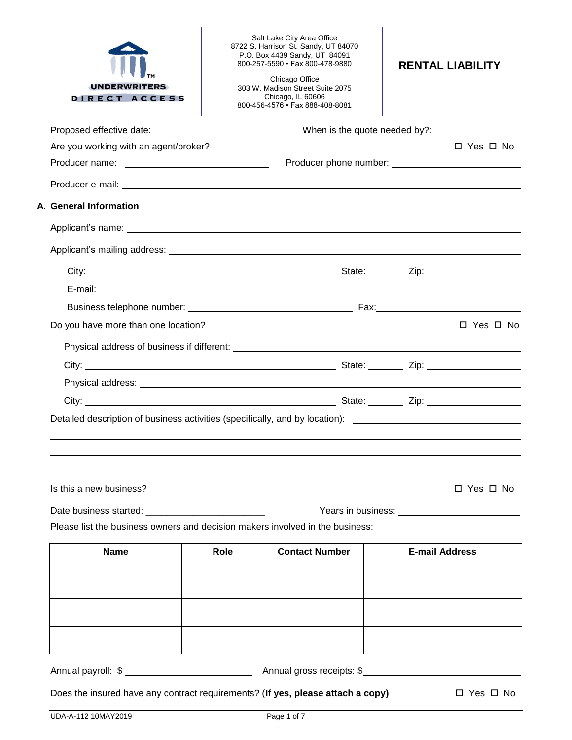UNDERWRITERS DIRECT ACCESS

Salt Lake City Area Office
8722 S. Harrison St. Sandy, UT 84070
P.O. Box 4439 Sandy, UT 84091
800-257-5590 • Fax 800-478-9880

Chicago Office
303 W. Madison Street Suite 2075
Chicago, IL 60606
800-456-4576 • Fax 888-408-8081

# RENTAL LIABILITY

Proposed effective date: ____________________ When is the quote needed by?: ______________

Are you working with an agent/broker? ☐ Yes ☐ No

Producer name: ____________________ Producer phone number: ____________________

Producer e-mail: ________________________________________

## A. General Information

Applicant's name: ________________________________________

Applicant's mailing address: ________________________________________

City: ____________________ State: ______ Zip: ______________

E-mail: ____________________

Business telephone number: ____________________ Fax: ____________________

Do you have more than one location? ☐ Yes ☐ No

Physical address of business if different: ________________________________________

City: ____________________ State: ______ Zip: ______________

Physical address: ________________________________________

City: ____________________ State: ______ Zip: ______________

Detailed description of business activities (specifically, and by location): ____________________

________________________________________

________________________________________

________________________________________

Is this a new business? ☐ Yes ☐ No

Date business started: ____________________ Years in business: ____________________

Please list the business owners and decision makers involved in the business:

| Name | Role | Contact Number | E-mail Address |
|---|---|---|---|
| | | | |
| | | | |
| | | | |

Annual payroll: $ ____________________ Annual gross receipts: $____________________

Does the insured have any contract requirements? (**If yes, please attach a copy**) ☐ Yes ☐ No

UDA-A-112 10MAY2019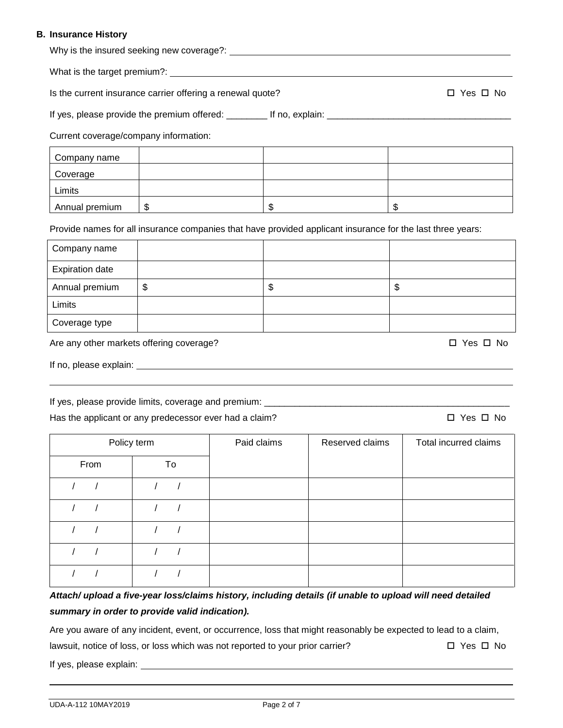### B. Insurance History

Why is the insured seeking new coverage?: ___________________________________________

What is the target premium?: ___________________________________________

Is the current insurance carrier offering a renewal quote? ☐ Yes ☐ No

If yes, please provide the premium offered: ________ If no, explain: ___________________________________

Current coverage/company information:

| Company name | | | |
|---|---|---|---|
| Coverage | | | |
| Limits | | | |
| Annual premium | $ | $ | $ |

Provide names for all insurance companies that have provided applicant insurance for the last three years:

| Company name | | | |
|---|---|---|---|
| Expiration date | | | |
| Annual premium | $ | $ | $ |
| Limits | | | |
| Coverage type | | | |

Are any other markets offering coverage? ☐ Yes ☐ No

If no, please explain: ___________________________________________

___________________________________________

If yes, please provide limits, coverage and premium: ___________________________________________

Has the applicant or any predecessor ever had a claim? ☐ Yes ☐ No

| Policy term | | Paid claims | Reserved claims | Total incurred claims |
|---|---|---|---|---|
| From | To | | | |
| / / | / / | | | |
| / / | / / | | | |
| / / | / / | | | |
| / / | / / | | | |
| / / | / / | | | |

***Attach/ upload a five-year loss/claims history, including details (if unable to upload will need detailed summary in order to provide valid indication).***

Are you aware of any incident, event, or occurrence, loss that might reasonably be expected to lead to a claim, lawsuit, notice of loss, or loss which was not reported to your prior carrier? ☐ Yes ☐ No

If yes, please explain: ___________________________________________

___________________________________________

UDA-A-112 10MAY2019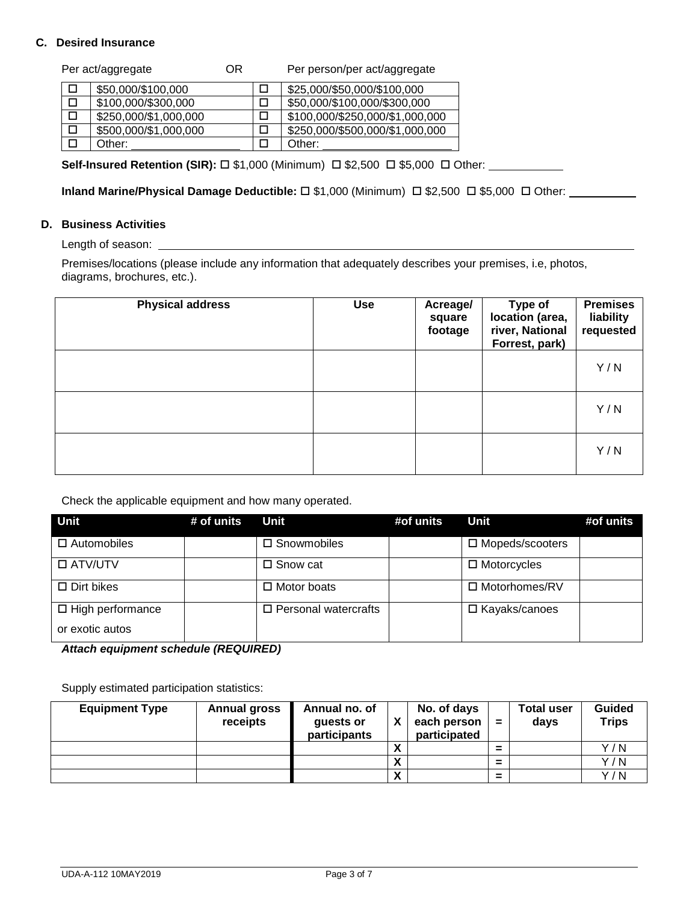### C. Desired Insurance

| | Per act/aggregate | | Per person/per act/aggregate |
|---|---|---|---|
| ☐ | $50,000/$100,000 | ☐ | $25,000/$50,000/$100,000 |
| ☐ | $100,000/$300,000 | ☐ | $50,000/$100,000/$300,000 |
| ☐ | $250,000/$1,000,000 | ☐ | $100,000/$250,000/$1,000,000 |
| ☐ | $500,000/$1,000,000 | ☐ | $250,000/$500,000/$1,000,000 |
| ☐ | Other: ________________ | ☐ | Other: ____________________ |

Per act/aggregate OR Per person/per act/aggregate

**Self-Insured Retention (SIR):** ☐ $1,000 (Minimum) ☐ $2,500 ☐ $5,000 ☐ Other: ___________

**Inland Marine/Physical Damage Deductible:** ☐ $1,000 (Minimum) ☐ $2,500 ☐ $5,000 ☐ Other: ___________

### D. Business Activities

Length of season: ______________________________________________________________________________

Premises/locations (please include any information that adequately describes your premises, i.e, photos, diagrams, brochures, etc.).

| Physical address | Use | Acreage/ square footage | Type of location (area, river, National Forrest, park) | Premises liability requested |
|---|---|---|---|---|
| | | | | Y / N |
| | | | | Y / N |
| | | | | Y / N |

Check the applicable equipment and how many operated.

| Unit | # of units | Unit | #of units | Unit | #of units |
|---|---|---|---|---|---|
| ☐ Automobiles | | ☐ Snowmobiles | | ☐ Mopeds/scooters | |
| ☐ ATV/UTV | | ☐ Snow cat | | ☐ Motorcycles | |
| ☐ Dirt bikes | | ☐ Motor boats | | ☐ Motorhomes/RV | |
| ☐ High performance or exotic autos | | ☐ Personal watercrafts | | ☐ Kayaks/canoes | |

***Attach equipment schedule (REQUIRED)***

Supply estimated participation statistics:

| Equipment Type | Annual gross receipts | Annual no. of guests or participants | X | No. of days each person participated | = | Total user days | Guided Trips |
|---|---|---|---|---|---|---|---|
| | | | X | | = | | Y / N |
| | | | X | | = | | Y / N |
| | | | X | | = | | Y / N |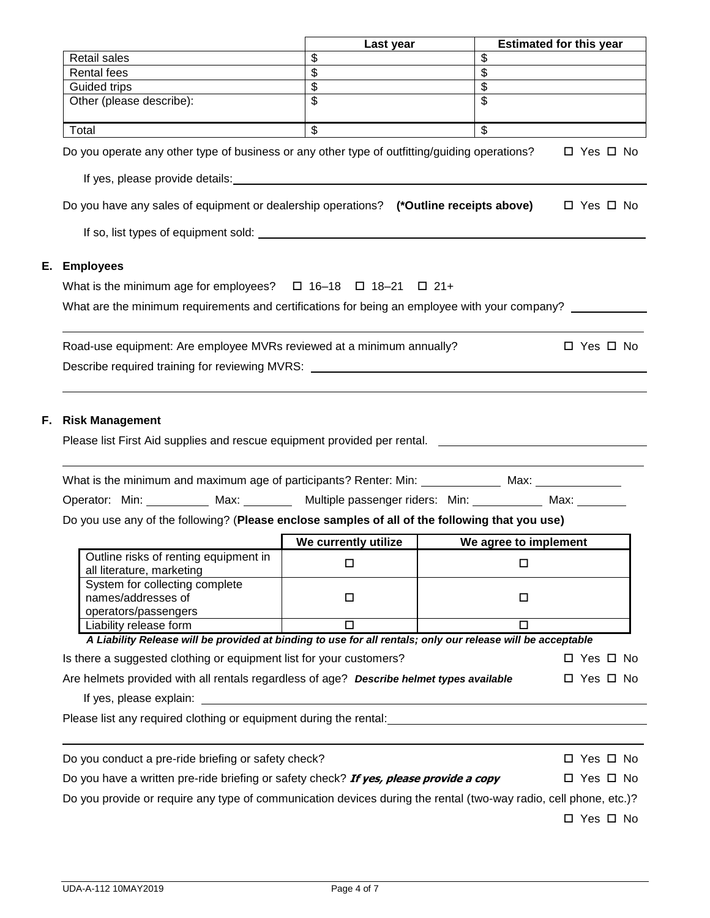| | Last year | Estimated for this year |
|---|---|---|
| Retail sales | $ | $ |
| Rental fees | $ | $ |
| Guided trips | $ | $ |
| Other (please describe): | $ | $ |
| Total | $ | $ |

Do you operate any other type of business or any other type of outfitting/guiding operations? ☐ Yes ☐ No

If yes, please provide details: ______________________________

Do you have any sales of equipment or dealership operations? **(*Outline receipts above)** ☐ Yes ☐ No

If so, list types of equipment sold: ______________________________

## E. Employees

What is the minimum age for employees? ☐ 16–18 ☐ 18–21 ☐ 21+

What are the minimum requirements and certifications for being an employee with your company? ____________

______________________________

Road-use equipment: Are employee MVRs reviewed at a minimum annually? ☐ Yes ☐ No

Describe required training for reviewing MVRS: ______________________________

______________________________

## F. Risk Management

Please list First Aid supplies and rescue equipment provided per rental. ______________________________

______________________________

What is the minimum and maximum age of participants? Renter: Min: ____________ Max: ____________

Operator: Min: __________ Max: ________ Multiple passenger riders: Min: ___________ Max: ________

Do you use any of the following? (**Please enclose samples of all of the following that you use)**

| | We currently utilize | We agree to implement |
|---|---|---|
| Outline risks of renting equipment in all literature, marketing | ☐ | ☐ |
| System for collecting complete names/addresses of operators/passengers | ☐ | ☐ |
| Liability release form | ☐ | ☐ |

***A Liability Release will be provided at binding to use for all rentals; only our release will be acceptable***

Is there a suggested clothing or equipment list for your customers? ☐ Yes ☐ No

Are helmets provided with all rentals regardless of age? ***Describe helmet types available*** ☐ Yes ☐ No

If yes, please explain: ______________________________

Please list any required clothing or equipment during the rental: ______________________________

______________________________

Do you conduct a pre-ride briefing or safety check? ☐ Yes ☐ No

Do you have a written pre-ride briefing or safety check? ***If yes, please provide a copy*** ☐ Yes ☐ No

Do you provide or require any type of communication devices during the rental (two-way radio, cell phone, etc.)?

☐ Yes ☐ No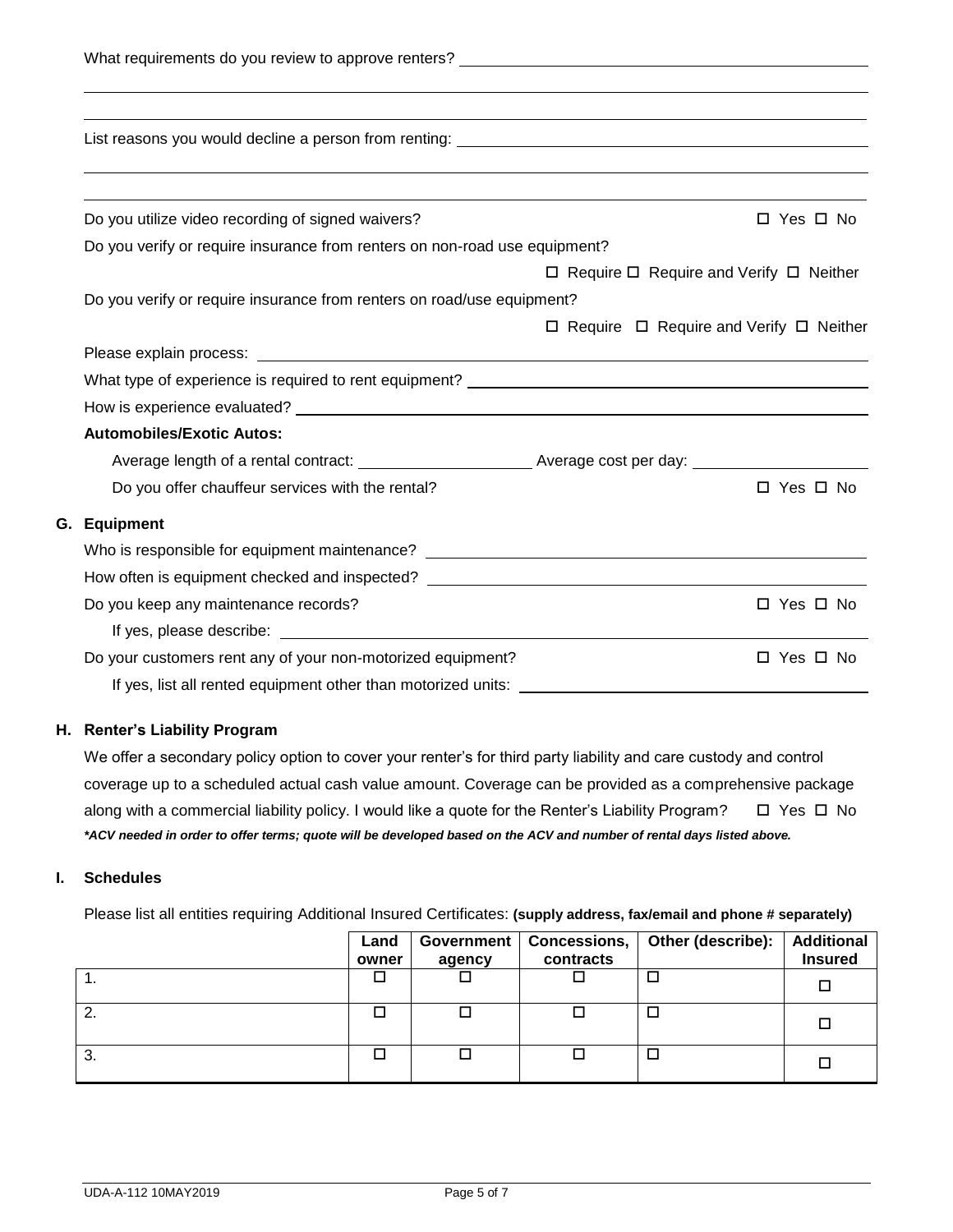What requirements do you review to approve renters? ______________________________

______________________________

______________________________

List reasons you would decline a person from renting: ______________________________

______________________________

______________________________

Do you utilize video recording of signed waivers? ☐ Yes ☐ No

Do you verify or require insurance from renters on non-road use equipment?

☐ Require ☐ Require and Verify ☐ Neither

Do you verify or require insurance from renters on road/use equipment?

☐ Require ☐ Require and Verify ☐ Neither

Please explain process: ______________________________

What type of experience is required to rent equipment? ______________________________

How is experience evaluated? ______________________________

**Automobiles/Exotic Autos:**

Average length of a rental contract: ____________ Average cost per day: ____________

Do you offer chauffeur services with the rental? ☐ Yes ☐ No

## G. Equipment

Who is responsible for equipment maintenance? ______________________________

How often is equipment checked and inspected? ______________________________

Do you keep any maintenance records? ☐ Yes ☐ No

If yes, please describe: ______________________________

Do your customers rent any of your non-motorized equipment? ☐ Yes ☐ No

If yes, list all rented equipment other than motorized units: ______________________________

## H. Renter's Liability Program

We offer a secondary policy option to cover your renter's for third party liability and care custody and control coverage up to a scheduled actual cash value amount. Coverage can be provided as a comprehensive package along with a commercial liability policy. I would like a quote for the Renter's Liability Program? ☐ Yes ☐ No

***ACV needed in order to offer terms; quote will be developed based on the ACV and number of rental days listed above.***

## I. Schedules

Please list all entities requiring Additional Insured Certificates: **(supply address, fax/email and phone # separately)**

| | Land owner | Government agency | Concessions, contracts | Other (describe): | Additional Insured |
|---|---|---|---|---|---|
| 1. | ☐ | ☐ | ☐ | ☐ | ☐ |
| 2. | ☐ | ☐ | ☐ | ☐ | ☐ |
| 3. | ☐ | ☐ | ☐ | ☐ | ☐ |

UDA-A-112 10MAY2019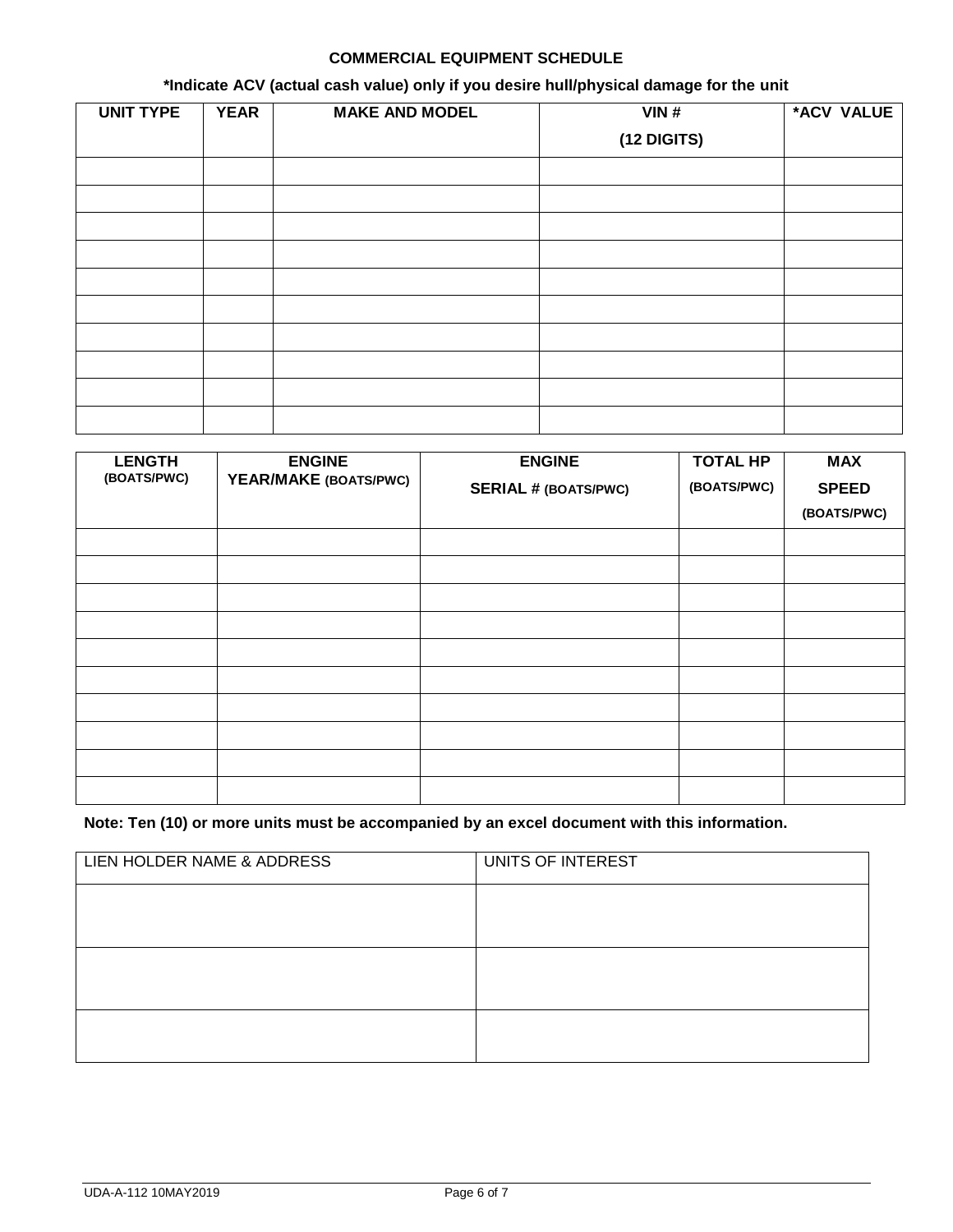## COMMERCIAL EQUIPMENT SCHEDULE

**\*Indicate ACV (actual cash value) only if you desire hull/physical damage for the unit**

| UNIT TYPE | YEAR | MAKE AND MODEL | VIN # (12 DIGITS) | *ACV VALUE |
|---|---|---|---|---|
| | | | | |
| | | | | |
| | | | | |
| | | | | |
| | | | | |
| | | | | |
| | | | | |
| | | | | |
| | | | | |
| | | | | |

| LENGTH (BOATS/PWC) | ENGINE YEAR/MAKE (BOATS/PWC) | ENGINE SERIAL # (BOATS/PWC) | TOTAL HP (BOATS/PWC) | MAX SPEED (BOATS/PWC) |
|---|---|---|---|---|
| | | | | |
| | | | | |
| | | | | |
| | | | | |
| | | | | |
| | | | | |
| | | | | |
| | | | | |
| | | | | |
| | | | | |

**Note: Ten (10) or more units must be accompanied by an excel document with this information.**

| LIEN HOLDER NAME & ADDRESS | UNITS OF INTEREST |
|---|---|
| | |
| | |
| | |

UDA-A-112 10MAY2019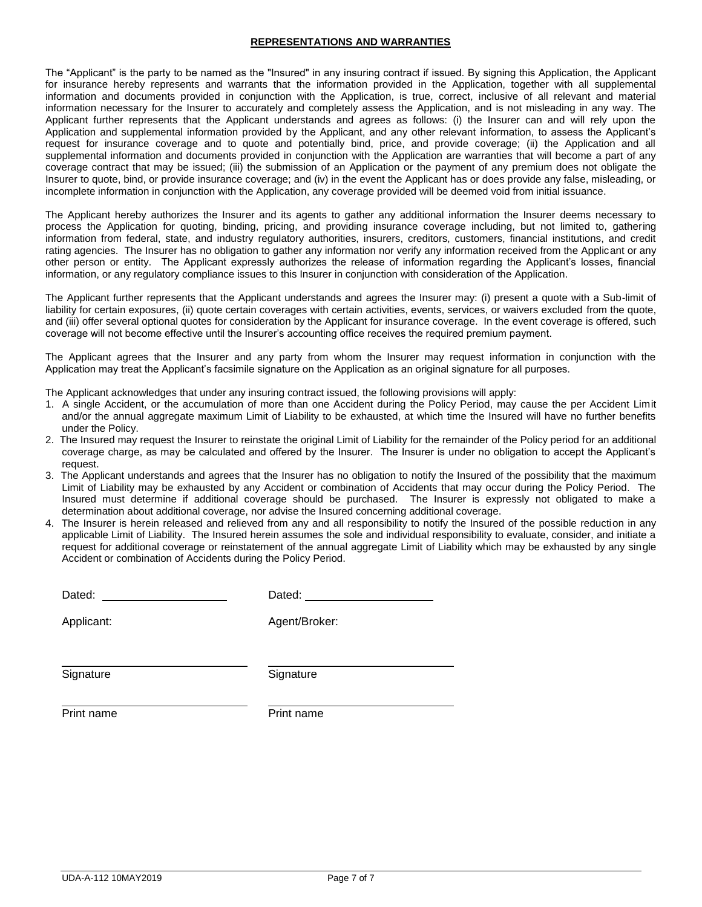## REPRESENTATIONS AND WARRANTIES

The "Applicant" is the party to be named as the "Insured" in any insuring contract if issued. By signing this Application, the Applicant for insurance hereby represents and warrants that the information provided in the Application, together with all supplemental information and documents provided in conjunction with the Application, is true, correct, inclusive of all relevant and material information necessary for the Insurer to accurately and completely assess the Application, and is not misleading in any way. The Applicant further represents that the Applicant understands and agrees as follows: (i) the Insurer can and will rely upon the Application and supplemental information provided by the Applicant, and any other relevant information, to assess the Applicant's request for insurance coverage and to quote and potentially bind, price, and provide coverage; (ii) the Application and all supplemental information and documents provided in conjunction with the Application are warranties that will become a part of any coverage contract that may be issued; (iii) the submission of an Application or the payment of any premium does not obligate the Insurer to quote, bind, or provide insurance coverage; and (iv) in the event the Applicant has or does provide any false, misleading, or incomplete information in conjunction with the Application, any coverage provided will be deemed void from initial issuance.

The Applicant hereby authorizes the Insurer and its agents to gather any additional information the Insurer deems necessary to process the Application for quoting, binding, pricing, and providing insurance coverage including, but not limited to, gathering information from federal, state, and industry regulatory authorities, insurers, creditors, customers, financial institutions, and credit rating agencies. The Insurer has no obligation to gather any information nor verify any information received from the Applicant or any other person or entity. The Applicant expressly authorizes the release of information regarding the Applicant's losses, financial information, or any regulatory compliance issues to this Insurer in conjunction with consideration of the Application.

The Applicant further represents that the Applicant understands and agrees the Insurer may: (i) present a quote with a Sub-limit of liability for certain exposures, (ii) quote certain coverages with certain activities, events, services, or waivers excluded from the quote, and (iii) offer several optional quotes for consideration by the Applicant for insurance coverage. In the event coverage is offered, such coverage will not become effective until the Insurer's accounting office receives the required premium payment.

The Applicant agrees that the Insurer and any party from whom the Insurer may request information in conjunction with the Application may treat the Applicant's facsimile signature on the Application as an original signature for all purposes.

The Applicant acknowledges that under any insuring contract issued, the following provisions will apply:

1. A single Accident, or the accumulation of more than one Accident during the Policy Period, may cause the per Accident Limit and/or the annual aggregate maximum Limit of Liability to be exhausted, at which time the Insured will have no further benefits under the Policy.
2. The Insured may request the Insurer to reinstate the original Limit of Liability for the remainder of the Policy period for an additional coverage charge, as may be calculated and offered by the Insurer. The Insurer is under no obligation to accept the Applicant's request.
3. The Applicant understands and agrees that the Insurer has no obligation to notify the Insured of the possibility that the maximum Limit of Liability may be exhausted by any Accident or combination of Accidents that may occur during the Policy Period. The Insured must determine if additional coverage should be purchased. The Insurer is expressly not obligated to make a determination about additional coverage, nor advise the Insured concerning additional coverage.
4. The Insurer is herein released and relieved from any and all responsibility to notify the Insured of the possible reduction in any applicable Limit of Liability. The Insured herein assumes the sole and individual responsibility to evaluate, consider, and initiate a request for additional coverage or reinstatement of the annual aggregate Limit of Liability which may be exhausted by any single Accident or combination of Accidents during the Policy Period.

Dated: ____________________ Dated: ____________________

Applicant: Agent/Broker:

______________________________ ______________________________
Signature Signature

______________________________ ______________________________
Print name Print name

UDA-A-112 10MAY2019